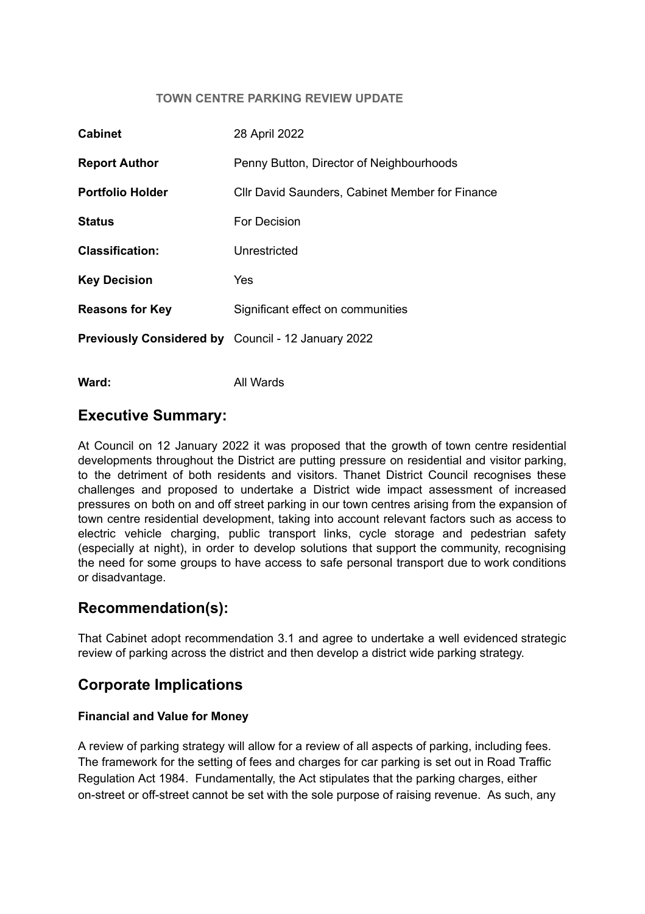**TOWN CENTRE PARKING REVIEW UPDATE**

| | |
|---|---|
| **Cabinet** | 28 April 2022 |
| **Report Author** | Penny Button, Director of Neighbourhoods |
| **Portfolio Holder** | Cllr David Saunders, Cabinet Member for Finance |
| **Status** | For Decision |
| **Classification:** | Unrestricted |
| **Key Decision** | Yes |
| **Reasons for Key** | Significant effect on communities |
| **Previously Considered by** | Council - 12 January 2022 |
| **Ward:** | All Wards |

## Executive Summary:

At Council on 12 January 2022 it was proposed that the growth of town centre residential developments throughout the District are putting pressure on residential and visitor parking, to the detriment of both residents and visitors. Thanet District Council recognises these challenges and proposed to undertake a District wide impact assessment of increased pressures on both on and off street parking in our town centres arising from the expansion of town centre residential development, taking into account relevant factors such as access to electric vehicle charging, public transport links, cycle storage and pedestrian safety (especially at night), in order to develop solutions that support the community, recognising the need for some groups to have access to safe personal transport due to work conditions or disadvantage.

## Recommendation(s):

That Cabinet adopt recommendation 3.1 and agree to undertake a well evidenced strategic review of parking across the district and then develop a district wide parking strategy.

## Corporate Implications

### Financial and Value for Money

A review of parking strategy will allow for a review of all aspects of parking, including fees. The framework for the setting of fees and charges for car parking is set out in Road Traffic Regulation Act 1984. Fundamentally, the Act stipulates that the parking charges, either on-street or off-street cannot be set with the sole purpose of raising revenue. As such, any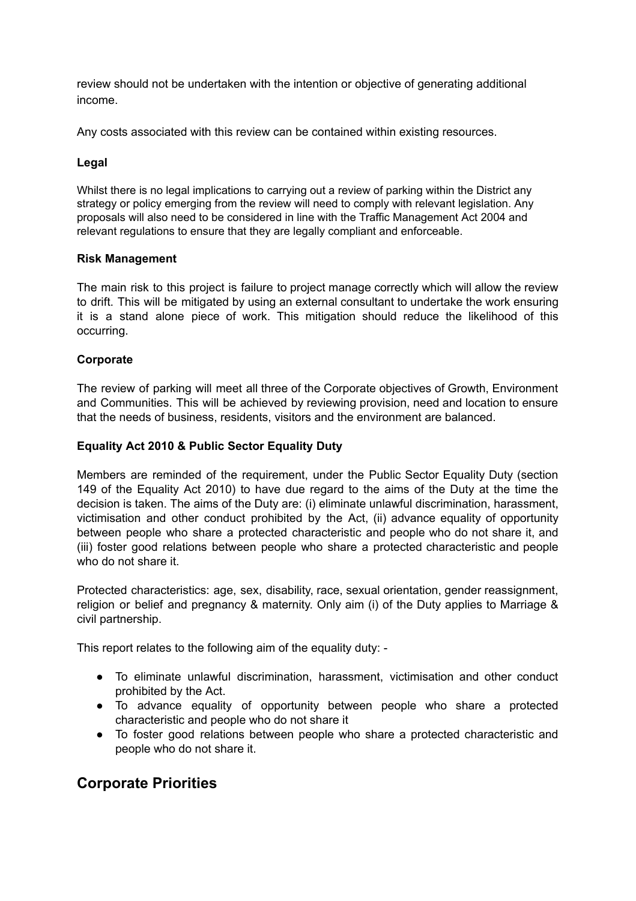review should not be undertaken with the intention or objective of generating additional income.

Any costs associated with this review can be contained within existing resources.

**Legal**

Whilst there is no legal implications to carrying out a review of parking within the District any strategy or policy emerging from the review will need to comply with relevant legislation. Any proposals will also need to be considered in line with the Traffic Management Act 2004 and relevant regulations to ensure that they are legally compliant and enforceable.

**Risk Management**

The main risk to this project is failure to project manage correctly which will allow the review to drift. This will be mitigated by using an external consultant to undertake the work ensuring it is a stand alone piece of work. This mitigation should reduce the likelihood of this occurring.

**Corporate**

The review of parking will meet all three of the Corporate objectives of Growth, Environment and Communities. This will be achieved by reviewing provision, need and location to ensure that the needs of business, residents, visitors and the environment are balanced.

**Equality Act 2010 & Public Sector Equality Duty**

Members are reminded of the requirement, under the Public Sector Equality Duty (section 149 of the Equality Act 2010) to have due regard to the aims of the Duty at the time the decision is taken. The aims of the Duty are: (i) eliminate unlawful discrimination, harassment, victimisation and other conduct prohibited by the Act, (ii) advance equality of opportunity between people who share a protected characteristic and people who do not share it, and (iii) foster good relations between people who share a protected characteristic and people who do not share it.

Protected characteristics: age, sex, disability, race, sexual orientation, gender reassignment, religion or belief and pregnancy & maternity. Only aim (i) of the Duty applies to Marriage & civil partnership.

This report relates to the following aim of the equality duty: -

- To eliminate unlawful discrimination, harassment, victimisation and other conduct prohibited by the Act.
- To advance equality of opportunity between people who share a protected characteristic and people who do not share it
- To foster good relations between people who share a protected characteristic and people who do not share it.

## Corporate Priorities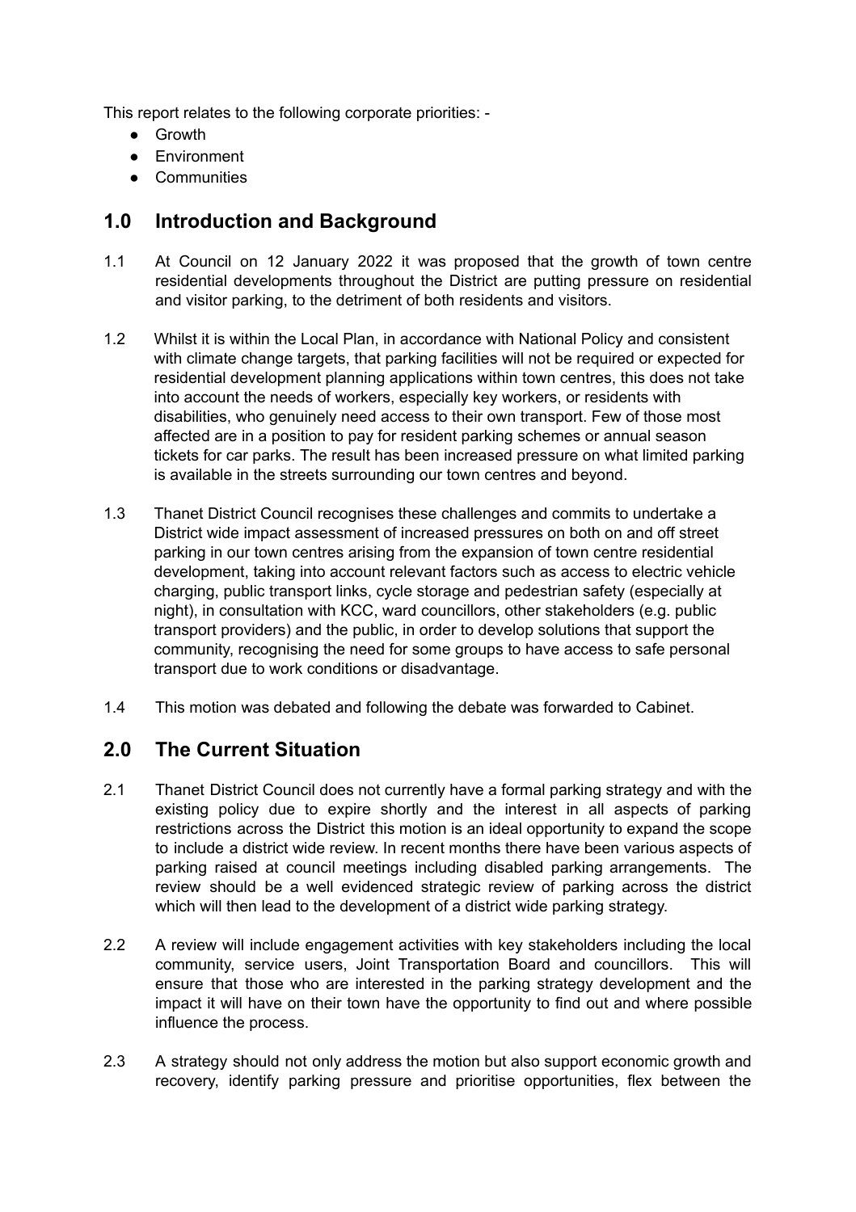This report relates to the following corporate priorities: -

- Growth
- Environment
- Communities

## 1.0 Introduction and Background

1.1 At Council on 12 January 2022 it was proposed that the growth of town centre residential developments throughout the District are putting pressure on residential and visitor parking, to the detriment of both residents and visitors.

1.2 Whilst it is within the Local Plan, in accordance with National Policy and consistent with climate change targets, that parking facilities will not be required or expected for residential development planning applications within town centres, this does not take into account the needs of workers, especially key workers, or residents with disabilities, who genuinely need access to their own transport. Few of those most affected are in a position to pay for resident parking schemes or annual season tickets for car parks. The result has been increased pressure on what limited parking is available in the streets surrounding our town centres and beyond.

1.3 Thanet District Council recognises these challenges and commits to undertake a District wide impact assessment of increased pressures on both on and off street parking in our town centres arising from the expansion of town centre residential development, taking into account relevant factors such as access to electric vehicle charging, public transport links, cycle storage and pedestrian safety (especially at night), in consultation with KCC, ward councillors, other stakeholders (e.g. public transport providers) and the public, in order to develop solutions that support the community, recognising the need for some groups to have access to safe personal transport due to work conditions or disadvantage.

1.4 This motion was debated and following the debate was forwarded to Cabinet.

## 2.0 The Current Situation

2.1 Thanet District Council does not currently have a formal parking strategy and with the existing policy due to expire shortly and the interest in all aspects of parking restrictions across the District this motion is an ideal opportunity to expand the scope to include a district wide review. In recent months there have been various aspects of parking raised at council meetings including disabled parking arrangements. The review should be a well evidenced strategic review of parking across the district which will then lead to the development of a district wide parking strategy.

2.2 A review will include engagement activities with key stakeholders including the local community, service users, Joint Transportation Board and councillors. This will ensure that those who are interested in the parking strategy development and the impact it will have on their town have the opportunity to find out and where possible influence the process.

2.3 A strategy should not only address the motion but also support economic growth and recovery, identify parking pressure and prioritise opportunities, flex between the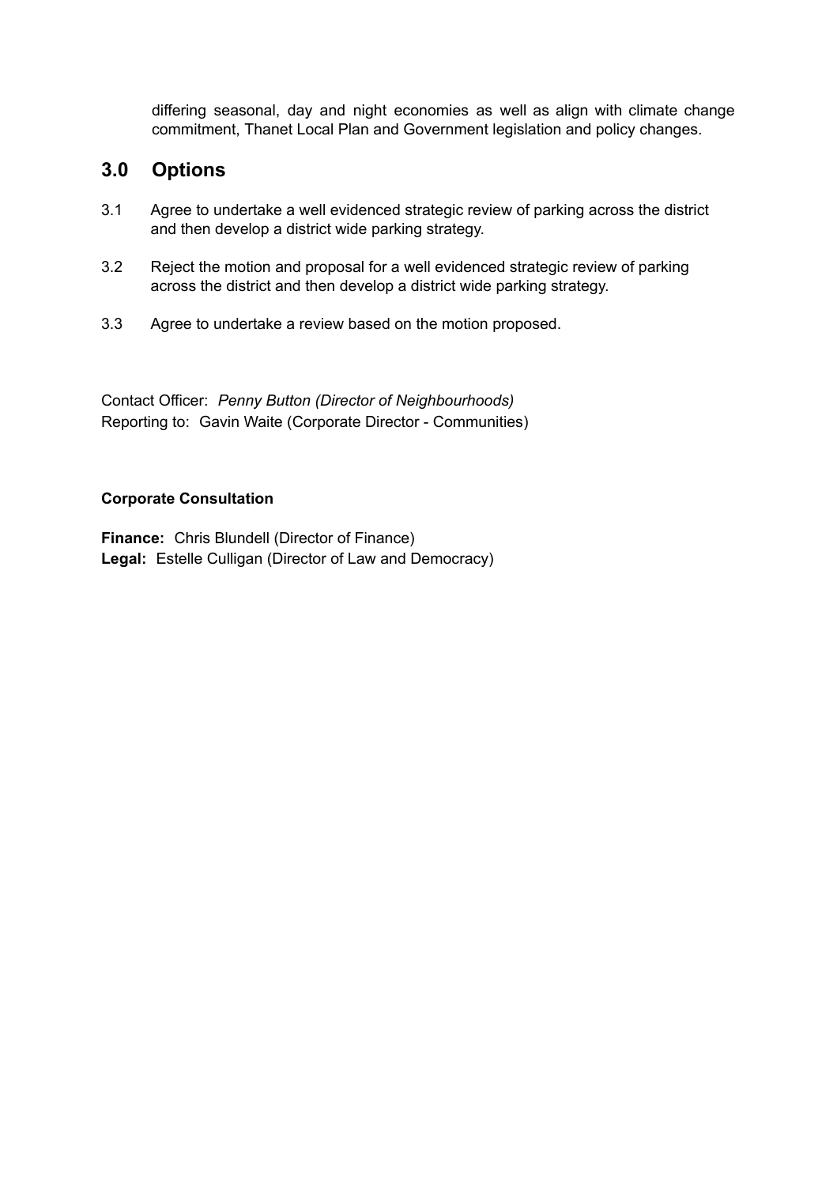differing seasonal, day and night economies as well as align with climate change commitment, Thanet Local Plan and Government legislation and policy changes.

## 3.0 Options

3.1 Agree to undertake a well evidenced strategic review of parking across the district and then develop a district wide parking strategy.

3.2 Reject the motion and proposal for a well evidenced strategic review of parking across the district and then develop a district wide parking strategy.

3.3 Agree to undertake a review based on the motion proposed.

Contact Officer: *Penny Button (Director of Neighbourhoods)*
Reporting to: Gavin Waite (Corporate Director - Communities)

**Corporate Consultation**

**Finance:** Chris Blundell (Director of Finance)
**Legal:** Estelle Culligan (Director of Law and Democracy)